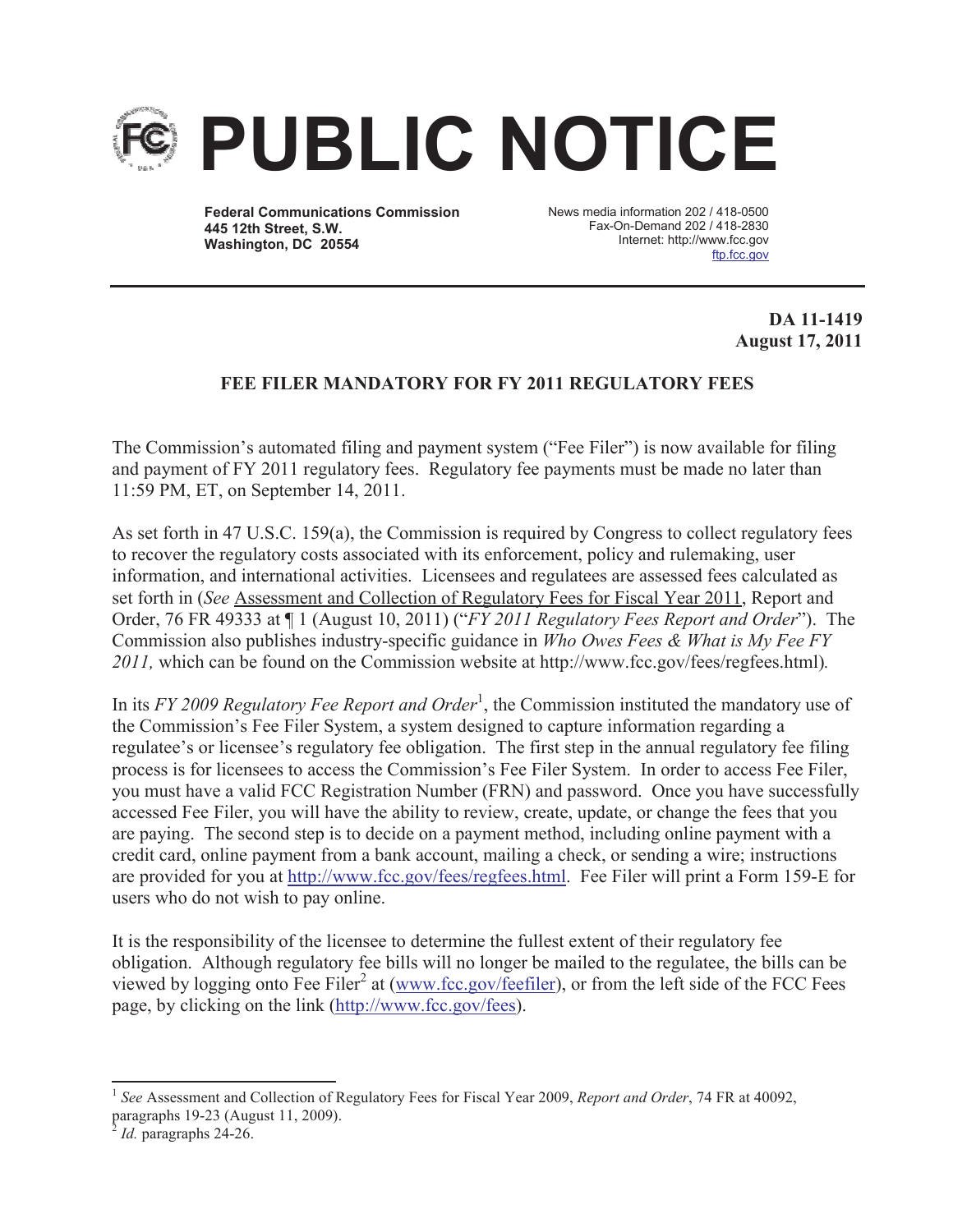# PUBLIC NOTICE

**Federal Communications Commission**
**445 12th Street, S.W.**
**Washington, DC 20554**

News media information 202 / 418-0500
Fax-On-Demand 202 / 418-2830
Internet: http://www.fcc.gov
ftp.fcc.gov

**DA 11-1419**
**August 17, 2011**

## FEE FILER MANDATORY FOR FY 2011 REGULATORY FEES

The Commission's automated filing and payment system ("Fee Filer") is now available for filing and payment of FY 2011 regulatory fees. Regulatory fee payments must be made no later than 11:59 PM, ET, on September 14, 2011.

As set forth in 47 U.S.C. 159(a), the Commission is required by Congress to collect regulatory fees to recover the regulatory costs associated with its enforcement, policy and rulemaking, user information, and international activities. Licensees and regulatees are assessed fees calculated as set forth in (*See* Assessment and Collection of Regulatory Fees for Fiscal Year 2011, Report and Order, 76 FR 49333 at ¶ 1 (August 10, 2011) ("*FY 2011 Regulatory Fees Report and Order*"). The Commission also publishes industry-specific guidance in *Who Owes Fees & What is My Fee FY 2011,* which can be found on the Commission website at http://www.fcc.gov/fees/regfees.html).

In its *FY 2009 Regulatory Fee Report and Order*[1], the Commission instituted the mandatory use of the Commission's Fee Filer System, a system designed to capture information regarding a regulatee's or licensee's regulatory fee obligation. The first step in the annual regulatory fee filing process is for licensees to access the Commission's Fee Filer System. In order to access Fee Filer, you must have a valid FCC Registration Number (FRN) and password. Once you have successfully accessed Fee Filer, you will have the ability to review, create, update, or change the fees that you are paying. The second step is to decide on a payment method, including online payment with a credit card, online payment from a bank account, mailing a check, or sending a wire; instructions are provided for you at http://www.fcc.gov/fees/regfees.html. Fee Filer will print a Form 159-E for users who do not wish to pay online.

It is the responsibility of the licensee to determine the fullest extent of their regulatory fee obligation. Although regulatory fee bills will no longer be mailed to the regulatee, the bills can be viewed by logging onto Fee Filer[2] at (www.fcc.gov/feefiler), or from the left side of the FCC Fees page, by clicking on the link (http://www.fcc.gov/fees).

---

[1] *See* Assessment and Collection of Regulatory Fees for Fiscal Year 2009, *Report and Order*, 74 FR at 40092, paragraphs 19-23 (August 11, 2009).

[2] *Id.* paragraphs 24-26.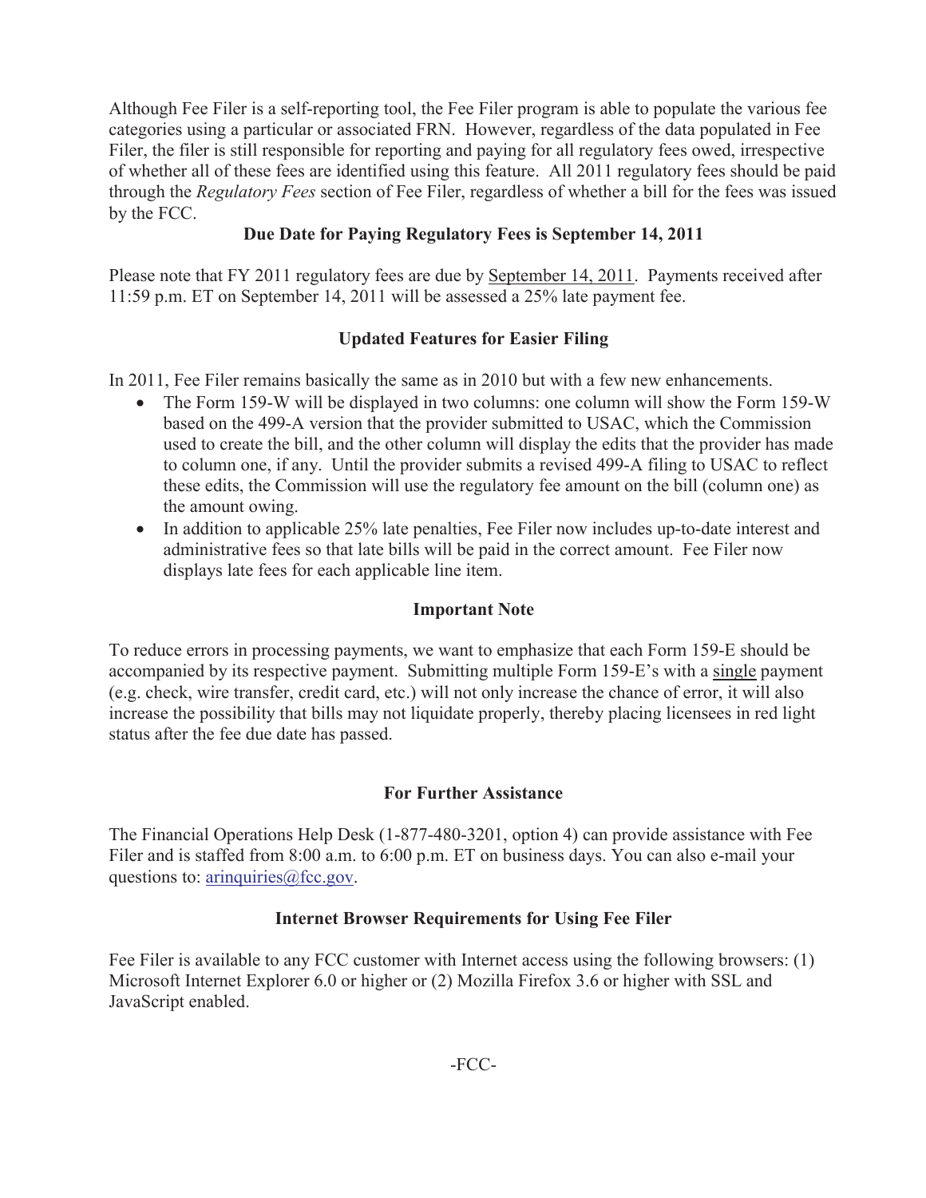Although Fee Filer is a self-reporting tool, the Fee Filer program is able to populate the various fee categories using a particular or associated FRN. However, regardless of the data populated in Fee Filer, the filer is still responsible for reporting and paying for all regulatory fees owed, irrespective of whether all of these fees are identified using this feature. All 2011 regulatory fees should be paid through the *Regulatory Fees* section of Fee Filer, regardless of whether a bill for the fees was issued by the FCC.

**Due Date for Paying Regulatory Fees is September 14, 2011**

Please note that FY 2011 regulatory fees are due by September 14, 2011. Payments received after 11:59 p.m. ET on September 14, 2011 will be assessed a 25% late payment fee.

**Updated Features for Easier Filing**

In 2011, Fee Filer remains basically the same as in 2010 but with a few new enhancements.

- The Form 159-W will be displayed in two columns: one column will show the Form 159-W based on the 499-A version that the provider submitted to USAC, which the Commission used to create the bill, and the other column will display the edits that the provider has made to column one, if any. Until the provider submits a revised 499-A filing to USAC to reflect these edits, the Commission will use the regulatory fee amount on the bill (column one) as the amount owing.
- In addition to applicable 25% late penalties, Fee Filer now includes up-to-date interest and administrative fees so that late bills will be paid in the correct amount. Fee Filer now displays late fees for each applicable line item.

**Important Note**

To reduce errors in processing payments, we want to emphasize that each Form 159-E should be accompanied by its respective payment. Submitting multiple Form 159-E's with a single payment (e.g. check, wire transfer, credit card, etc.) will not only increase the chance of error, it will also increase the possibility that bills may not liquidate properly, thereby placing licensees in red light status after the fee due date has passed.

**For Further Assistance**

The Financial Operations Help Desk (1-877-480-3201, option 4) can provide assistance with Fee Filer and is staffed from 8:00 a.m. to 6:00 p.m. ET on business days. You can also e-mail your questions to: arinquiries@fcc.gov.

**Internet Browser Requirements for Using Fee Filer**

Fee Filer is available to any FCC customer with Internet access using the following browsers: (1) Microsoft Internet Explorer 6.0 or higher or (2) Mozilla Firefox 3.6 or higher with SSL and JavaScript enabled.

-FCC-